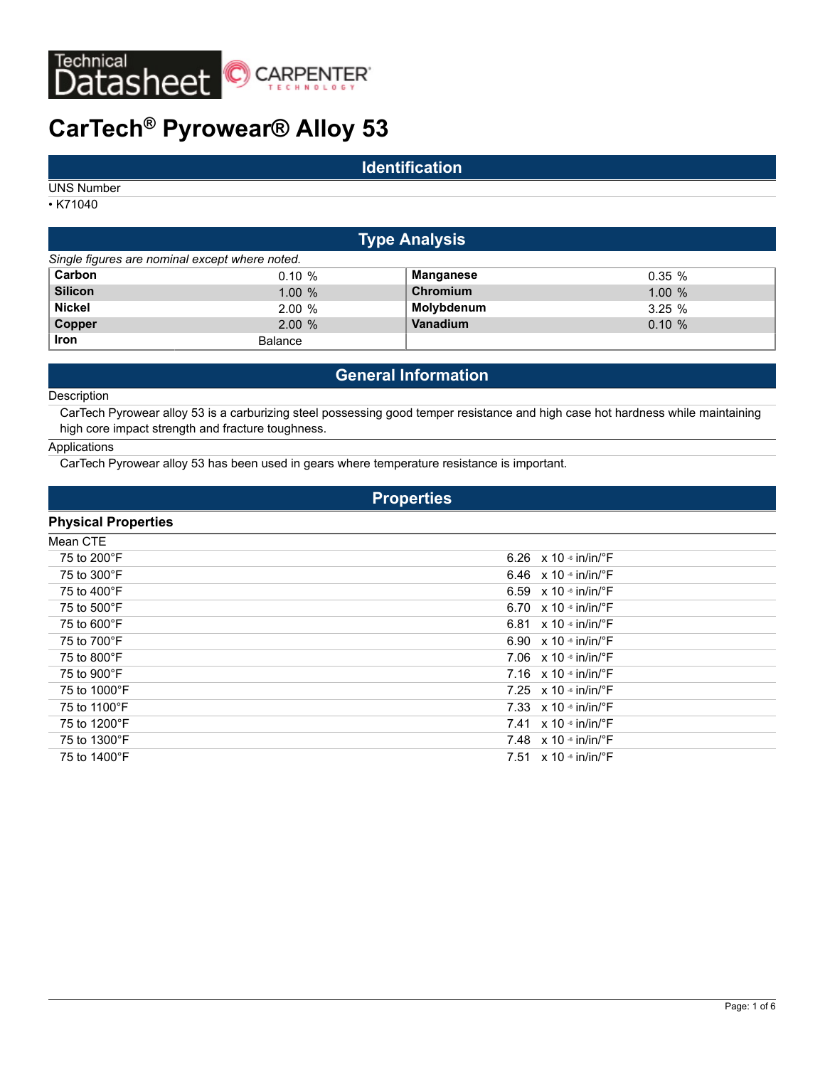Technical Datasheet CARPENTER TECHNOLOGY

# CarTech® Pyrowear® Alloy 53

## Identification

UNS Number

- K71040

## Type Analysis

*Single figures are nominal except where noted.*

| Element | % | Element | % |
|---|---|---|---|
| **Carbon** | 0.10 % | **Manganese** | 0.35 % |
| **Silicon** | 1.00 % | **Chromium** | 1.00 % |
| **Nickel** | 2.00 % | **Molybdenum** | 3.25 % |
| **Copper** | 2.00 % | **Vanadium** | 0.10 % |
| **Iron** | Balance | | |

## General Information

Description

CarTech Pyrowear alloy 53 is a carburizing steel possessing good temper resistance and high case hot hardness while maintaining high core impact strength and fracture toughness.

Applications

CarTech Pyrowear alloy 53 has been used in gears where temperature resistance is important.

## Properties

### Physical Properties

| Mean CTE | |
|---|---|
| 75 to 200°F | $6.26 \times 10^{-6}$ in/in/°F |
| 75 to 300°F | $6.46 \times 10^{-6}$ in/in/°F |
| 75 to 400°F | $6.59 \times 10^{-6}$ in/in/°F |
| 75 to 500°F | $6.70 \times 10^{-6}$ in/in/°F |
| 75 to 600°F | $6.81 \times 10^{-6}$ in/in/°F |
| 75 to 700°F | $6.90 \times 10^{-6}$ in/in/°F |
| 75 to 800°F | $7.06 \times 10^{-6}$ in/in/°F |
| 75 to 900°F | $7.16 \times 10^{-6}$ in/in/°F |
| 75 to 1000°F | $7.25 \times 10^{-6}$ in/in/°F |
| 75 to 1100°F | $7.33 \times 10^{-6}$ in/in/°F |
| 75 to 1200°F | $7.41 \times 10^{-6}$ in/in/°F |
| 75 to 1300°F | $7.48 \times 10^{-6}$ in/in/°F |
| 75 to 1400°F | $7.51 \times 10^{-6}$ in/in/°F |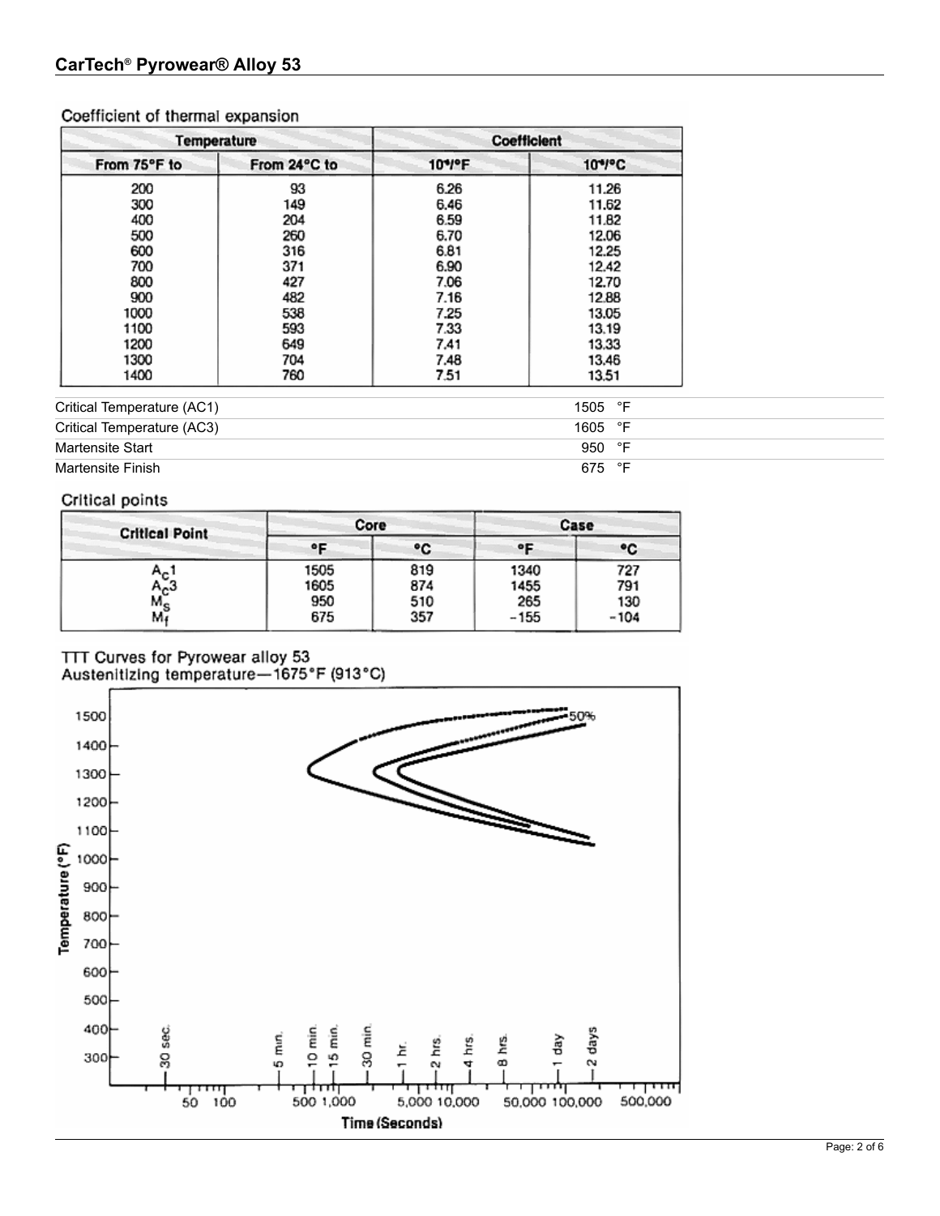## Coefficient of thermal expansion

| Temperature | | Coefficient | |
|---|---|---|---|
| From 75°F to | From 24°C to | $10^{-6}$/°F | $10^{-6}$/°C |
| 200 | 93 | 6.26 | 11.26 |
| 300 | 149 | 6.46 | 11.62 |
| 400 | 204 | 6.59 | 11.82 |
| 500 | 260 | 6.70 | 12.06 |
| 600 | 316 | 6.81 | 12.25 |
| 700 | 371 | 6.90 | 12.42 |
| 800 | 427 | 7.06 | 12.70 |
| 900 | 482 | 7.16 | 12.88 |
| 1000 | 538 | 7.25 | 13.05 |
| 1100 | 593 | 7.33 | 13.19 |
| 1200 | 649 | 7.41 | 13.33 |
| 1300 | 704 | 7.48 | 13.46 |
| 1400 | 760 | 7.51 | 13.51 |

| | |
|---|---|
| Critical Temperature (AC1) | 1505 °F |
| Critical Temperature (AC3) | 1605 °F |
| Martensite Start | 950 °F |
| Martensite Finish | 675 °F |

## Critical points

| Critical Point | Core | | Case | |
|---|---|---|---|---|
| | °F | °C | °F | °C |
| $A_{c}1$ | 1505 | 819 | 1340 | 727 |
| $A_{c}3$ | 1605 | 874 | 1455 | 791 |
| $M_{s}$ | 950 | 510 | 265 | 130 |
| $M_{f}$ | 675 | 357 | −155 | −104 |

## TTT Curves for Pyrowear alloy 53
Austenitizing temperature—1675°F (913°C)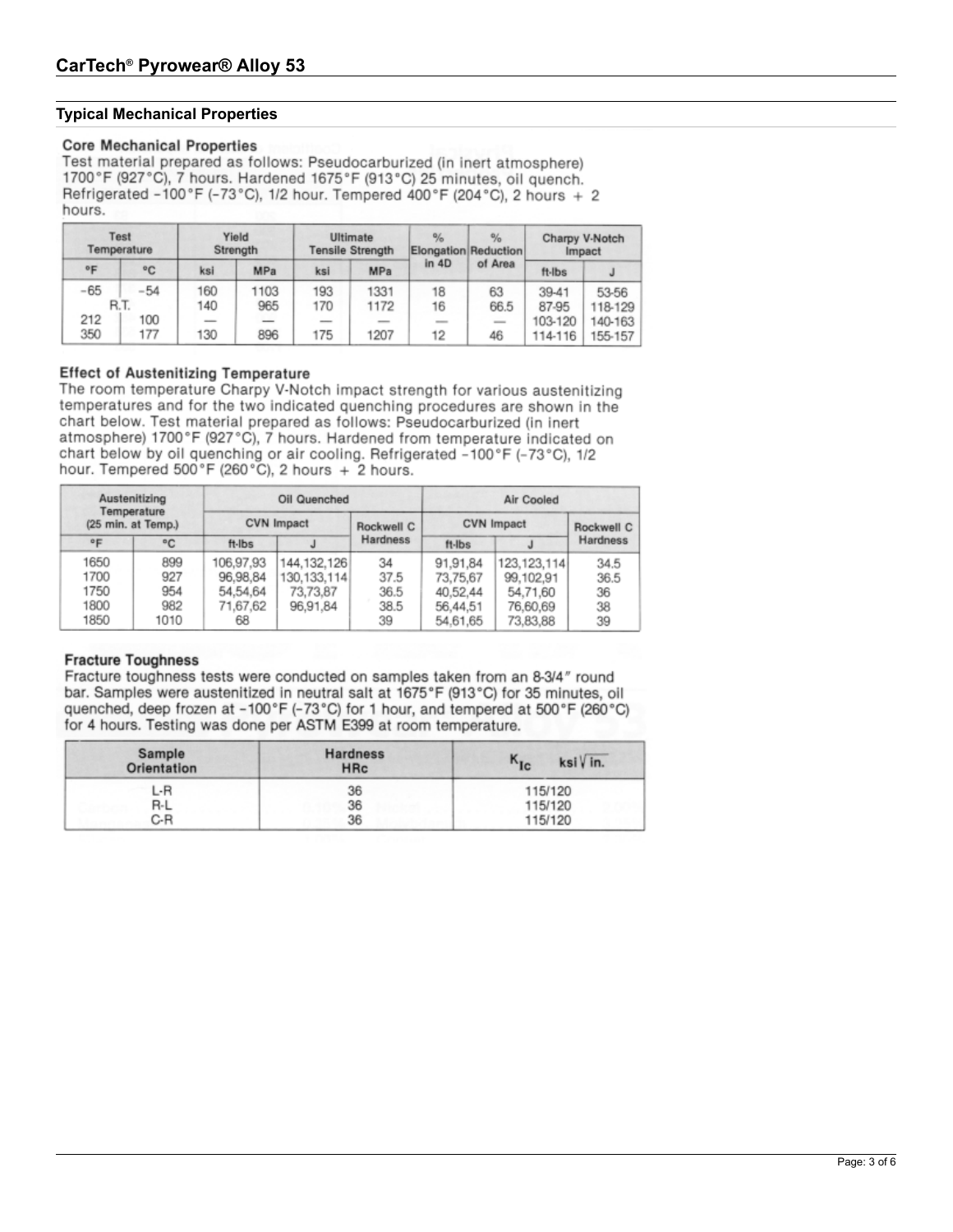## CarTech® Pyrowear® Alloy 53

### Typical Mechanical Properties

#### Core Mechanical Properties

Test material prepared as follows: Pseudocarburized (in inert atmosphere) 1700°F (927°C), 7 hours. Hardened 1675°F (913°C) 25 minutes, oil quench. Refrigerated −100°F (−73°C), 1/2 hour. Tempered 400°F (204°C), 2 hours + 2 hours.

| Test Temperature | | Yield Strength | | Ultimate Tensile Strength | | % Elongation in 4D | % Reduction of Area | Charpy V-Notch Impact | |
|---|---|---|---|---|---|---|---|---|---|
| °F | °C | ksi | MPa | ksi | MPa | | | ft-lbs | J |
| −65 | −54 | 160 | 1103 | 193 | 1331 | 18 | 63 | 39-41 | 53-56 |
| R.T. | | 140 | 965 | 170 | 1172 | 16 | 66.5 | 87-95 | 118-129 |
| 212 | 100 | — | — | — | — | — | — | 103-120 | 140-163 |
| 350 | 177 | 130 | 896 | 175 | 1207 | 12 | 46 | 114-116 | 155-157 |

#### Effect of Austenitizing Temperature

The room temperature Charpy V-Notch impact strength for various austenitizing temperatures and for the two indicated quenching procedures are shown in the chart below. Test material prepared as follows: Pseudocarburized (in inert atmosphere) 1700°F (927°C), 7 hours. Hardened from temperature indicated on chart below by oil quenching or air cooling. Refrigerated −100°F (−73°C), 1/2 hour. Tempered 500°F (260°C), 2 hours + 2 hours.

| Austenitizing Temperature (25 min. at Temp.) | | Oil Quenched | | | Air Cooled | | |
|---|---|---|---|---|---|---|---|
| | | CVN Impact | | Rockwell C Hardness | CVN Impact | | Rockwell C Hardness |
| °F | °C | ft-lbs | J | | ft-lbs | J | |
| 1650 | 899 | 106,97,93 | 144,132,126 | 34 | 91,91,84 | 123,123,114 | 34.5 |
| 1700 | 927 | 96,98,84 | 130,133,114 | 37.5 | 73,75,67 | 99,102,91 | 36.5 |
| 1750 | 954 | 54,54,64 | 73,73,87 | 36.5 | 40,52,44 | 54,71,60 | 36 |
| 1800 | 982 | 71,67,62 | 96,91,84 | 38.5 | 56,44,51 | 76,60,69 | 38 |
| 1850 | 1010 | 68 | | 39 | 54,61,65 | 73,83,88 | 39 |

#### Fracture Toughness

Fracture toughness tests were conducted on samples taken from an 8-3/4" round bar. Samples were austenitized in neutral salt at 1675°F (913°C) for 35 minutes, oil quenched, deep frozen at −100°F (−73°C) for 1 hour, and tempered at 500°F (260°C) for 4 hours. Testing was done per ASTM E399 at room temperature.

| Sample Orientation | Hardness HRc | $K_{Ic}$ ksi$\sqrt{in.}$ |
|---|---|---|
| L-R | 36 | 115/120 |
| R-L | 36 | 115/120 |
| C-R | 36 | 115/120 |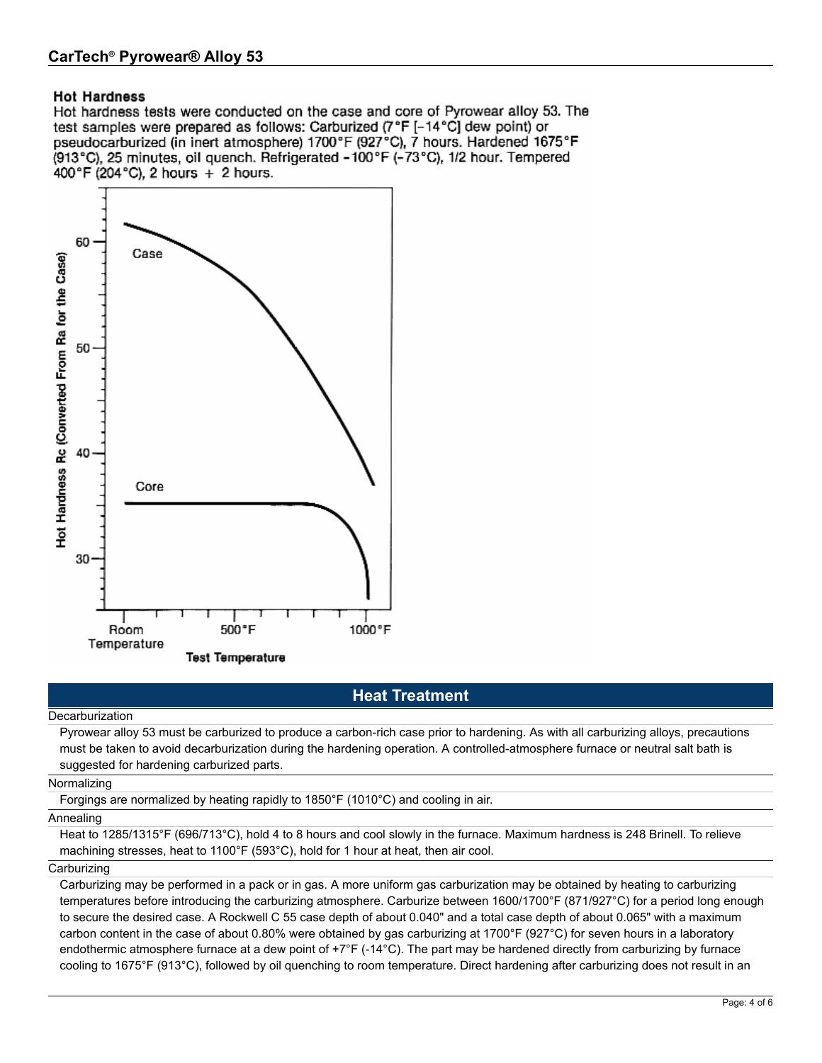### Hot Hardness

Hot hardness tests were conducted on the case and core of Pyrowear alloy 53. The test samples were prepared as follows: Carburized (7°F [-14°C] dew point) or pseudocarburized (in inert atmosphere) 1700°F (927°C), 7 hours. Hardened 1675°F (913°C), 25 minutes, oil quench. Refrigerated -100°F (-73°C), 1/2 hour. Tempered 400°F (204°C), 2 hours + 2 hours.

## Heat Treatment

**Decarburization**

Pyrowear alloy 53 must be carburized to produce a carbon-rich case prior to hardening. As with all carburizing alloys, precautions must be taken to avoid decarburization during the hardening operation. A controlled-atmosphere furnace or neutral salt bath is suggested for hardening carburized parts.

**Normalizing**

Forgings are normalized by heating rapidly to 1850°F (1010°C) and cooling in air.

**Annealing**

Heat to 1285/1315°F (696/713°C), hold 4 to 8 hours and cool slowly in the furnace. Maximum hardness is 248 Brinell. To relieve machining stresses, heat to 1100°F (593°C), hold for 1 hour at heat, then air cool.

**Carburizing**

Carburizing may be performed in a pack or in gas. A more uniform gas carburization may be obtained by heating to carburizing temperatures before introducing the carburizing atmosphere. Carburize between 1600/1700°F (871/927°C) for a period long enough to secure the desired case. A Rockwell C 55 case depth of about 0.040" and a total case depth of about 0.065" with a maximum carbon content in the case of about 0.80% were obtained by gas carburizing at 1700°F (927°C) for seven hours in a laboratory endothermic atmosphere furnace at a dew point of +7°F (-14°C). The part may be hardened directly from carburizing by furnace cooling to 1675°F (913°C), followed by oil quenching to room temperature. Direct hardening after carburizing does not result in an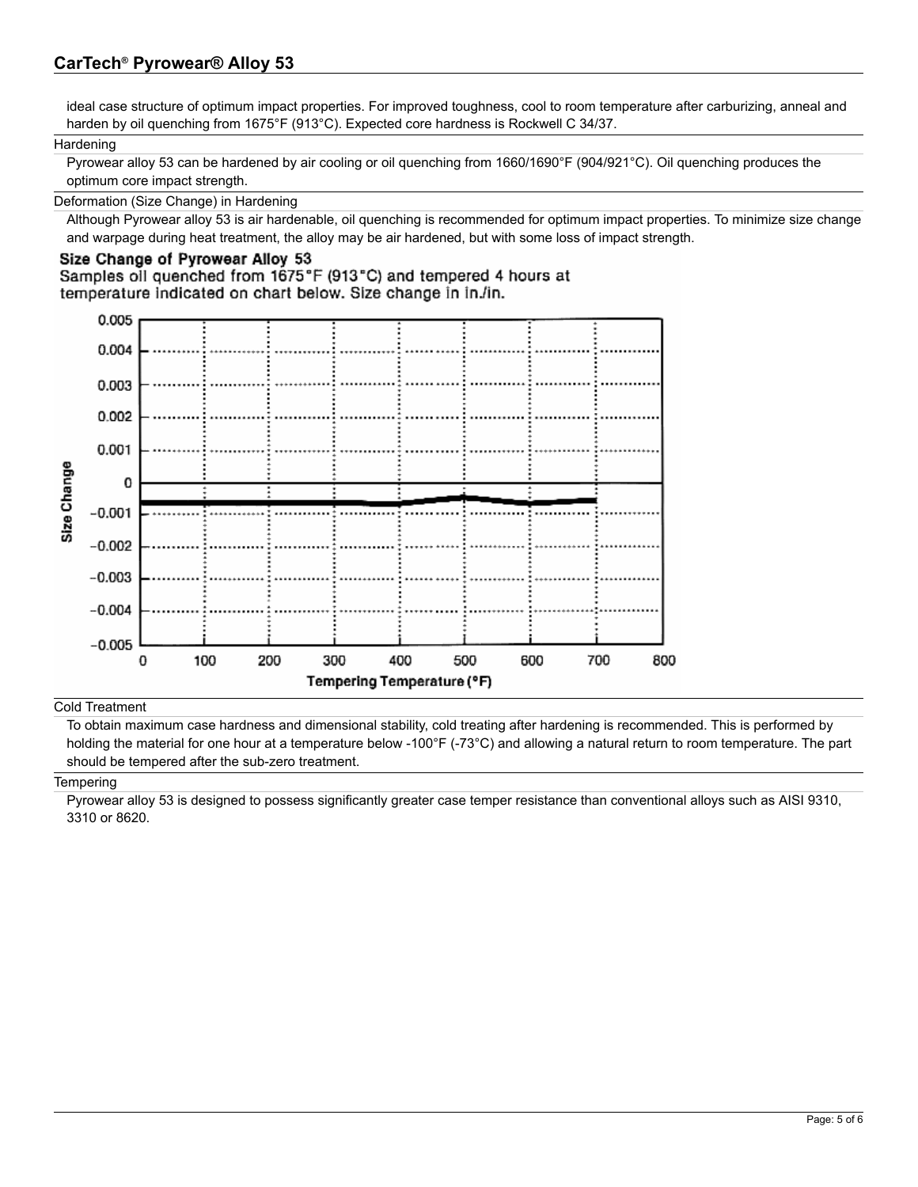ideal case structure of optimum impact properties. For improved toughness, cool to room temperature after carburizing, anneal and harden by oil quenching from 1675°F (913°C). Expected core hardness is Rockwell C 34/37.

### Hardening

Pyrowear alloy 53 can be hardened by air cooling or oil quenching from 1660/1690°F (904/921°C). Oil quenching produces the optimum core impact strength.

### Deformation (Size Change) in Hardening

Although Pyrowear alloy 53 is air hardenable, oil quenching is recommended for optimum impact properties. To minimize size change and warpage during heat treatment, the alloy may be air hardened, but with some loss of impact strength.

**Size Change of Pyrowear Alloy 53**

Samples oil quenched from 1675°F (913°C) and tempered 4 hours at temperature indicated on chart below. Size change in in./in.

### Cold Treatment

To obtain maximum case hardness and dimensional stability, cold treating after hardening is recommended. This is performed by holding the material for one hour at a temperature below -100°F (-73°C) and allowing a natural return to room temperature. The part should be tempered after the sub-zero treatment.

### Tempering

Pyrowear alloy 53 is designed to possess significantly greater case temper resistance than conventional alloys such as AISI 9310, 3310 or 8620.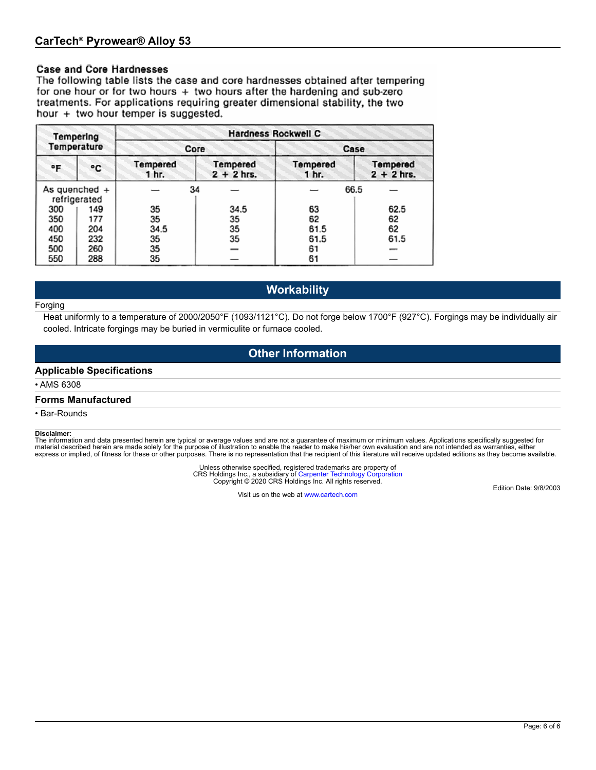### Case and Core Hardnesses

The following table lists the case and core hardnesses obtained after tempering for one hour or for two hours + two hours after the hardening and sub-zero treatments. For applications requiring greater dimensional stability, the two hour + two hour temper is suggested.

| Tempering Temperature | | Hardness Rockwell C | | | |
|---|---|---|---|---|---|
| | | Core | | Case | |
| °F | °C | Tempered 1 hr. | Tempered 2 + 2 hrs. | Tempered 1 hr. | Tempered 2 + 2 hrs. |
| As quenched + refrigerated | | — 34 | — | — 66.5 | — |
| 300 | 149 | 35 | 34.5 | 63 | 62.5 |
| 350 | 177 | 35 | 35 | 62 | 62 |
| 400 | 204 | 34.5 | 35 | 61.5 | 62 |
| 450 | 232 | 35 | 35 | 61.5 | 61.5 |
| 500 | 260 | 35 | — | 61 | — |
| 550 | 288 | 35 | — | 61 | — |

## Workability

Forging

Heat uniformly to a temperature of 2000/2050°F (1093/1121°C). Do not forge below 1700°F (927°C). Forgings may be individually air cooled. Intricate forgings may be buried in vermiculite or furnace cooled.

## Other Information

### Applicable Specifications

- AMS 6308

### Forms Manufactured

- Bar-Rounds

**Disclaimer:**
The information and data presented herein are typical or average values and are not a guarantee of maximum or minimum values. Applications specifically suggested for material described herein are made solely for the purpose of illustration to enable the reader to make his/her own evaluation and are not intended as warranties, either express or implied, of fitness for these or other purposes. There is no representation that the recipient of this literature will receive updated editions as they become available.

Unless otherwise specified, registered trademarks are property of
CRS Holdings Inc., a subsidiary of Carpenter Technology Corporation
Copyright © 2020 CRS Holdings Inc. All rights reserved.

Edition Date: 9/8/2003

Visit us on the web at www.cartech.com